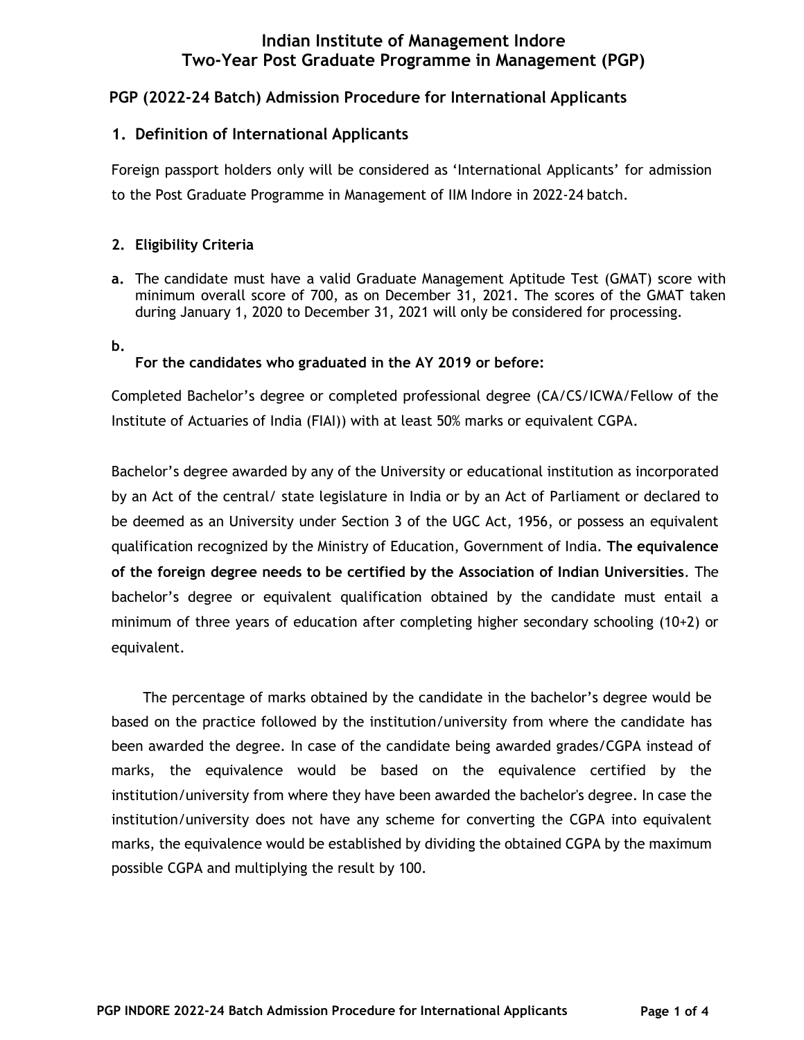# Indian Institute of Management Indore
# Two-Year Post Graduate Programme in Management (PGP)

## PGP (2022-24 Batch) Admission Procedure for International Applicants

### 1. Definition of International Applicants

Foreign passport holders only will be considered as 'International Applicants' for admission to the Post Graduate Programme in Management of IIM Indore in 2022-24 batch.

### 2. Eligibility Criteria

**a.** The candidate must have a valid Graduate Management Aptitude Test (GMAT) score with minimum overall score of 700, as on December 31, 2021. The scores of the GMAT taken during January 1, 2020 to December 31, 2021 will only be considered for processing.

**b.**

**For the candidates who graduated in the AY 2019 or before:**

Completed Bachelor's degree or completed professional degree (CA/CS/ICWA/Fellow of the Institute of Actuaries of India (FIAI)) with at least 50% marks or equivalent CGPA.

Bachelor's degree awarded by any of the University or educational institution as incorporated by an Act of the central/ state legislature in India or by an Act of Parliament or declared to be deemed as an University under Section 3 of the UGC Act, 1956, or possess an equivalent qualification recognized by the Ministry of Education, Government of India. **The equivalence of the foreign degree needs to be certified by the Association of Indian Universities**. The bachelor's degree or equivalent qualification obtained by the candidate must entail a minimum of three years of education after completing higher secondary schooling (10+2) or equivalent.

The percentage of marks obtained by the candidate in the bachelor's degree would be based on the practice followed by the institution/university from where the candidate has been awarded the degree. In case of the candidate being awarded grades/CGPA instead of marks, the equivalence would be based on the equivalence certified by the institution/university from where they have been awarded the bachelor's degree. In case the institution/university does not have any scheme for converting the CGPA into equivalent marks, the equivalence would be established by dividing the obtained CGPA by the maximum possible CGPA and multiplying the result by 100.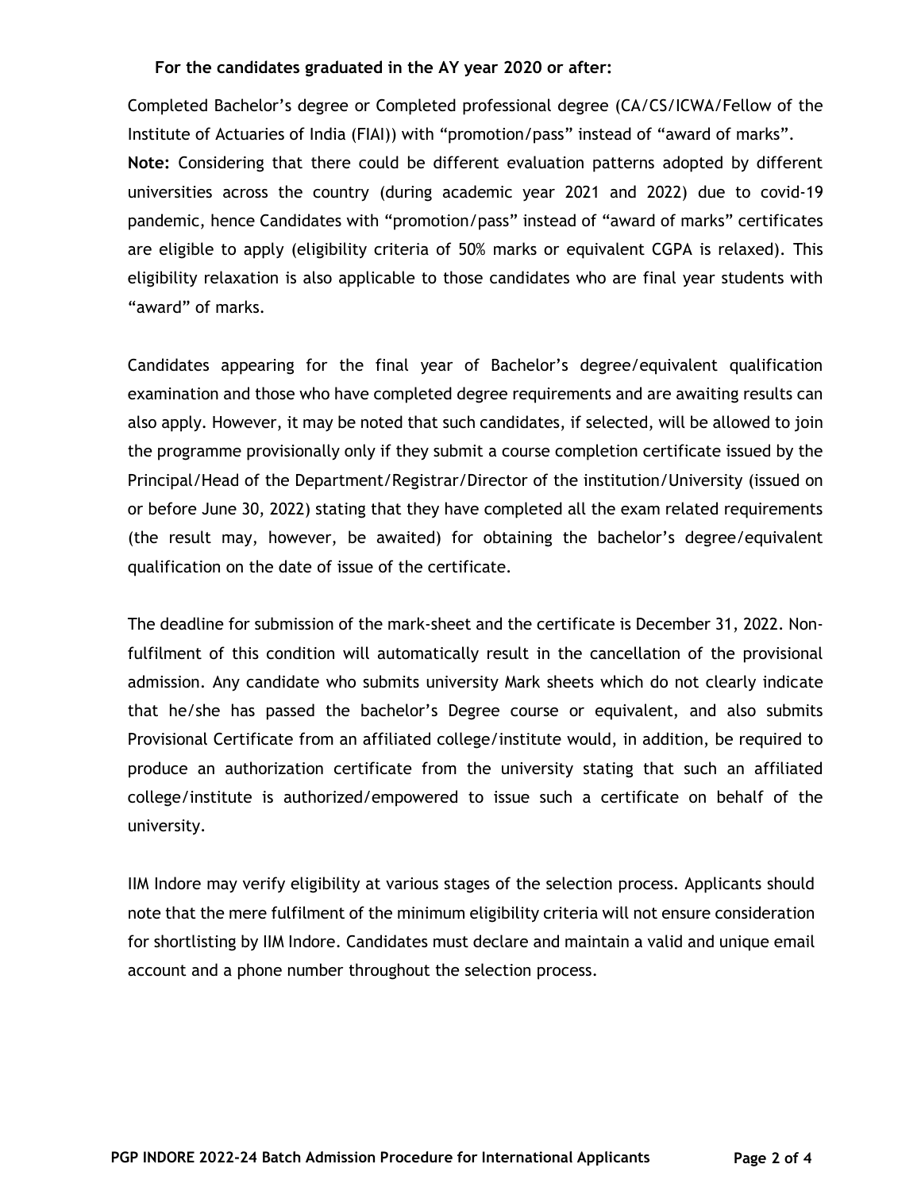**For the candidates graduated in the AY year 2020 or after:**

Completed Bachelor's degree or Completed professional degree (CA/CS/ICWA/Fellow of the Institute of Actuaries of India (FIAI)) with "promotion/pass" instead of "award of marks".

**Note:** Considering that there could be different evaluation patterns adopted by different universities across the country (during academic year 2021 and 2022) due to covid-19 pandemic, hence Candidates with "promotion/pass" instead of "award of marks" certificates are eligible to apply (eligibility criteria of 50% marks or equivalent CGPA is relaxed). This eligibility relaxation is also applicable to those candidates who are final year students with "award" of marks.

Candidates appearing for the final year of Bachelor's degree/equivalent qualification examination and those who have completed degree requirements and are awaiting results can also apply. However, it may be noted that such candidates, if selected, will be allowed to join the programme provisionally only if they submit a course completion certificate issued by the Principal/Head of the Department/Registrar/Director of the institution/University (issued on or before June 30, 2022) stating that they have completed all the exam related requirements (the result may, however, be awaited) for obtaining the bachelor's degree/equivalent qualification on the date of issue of the certificate.

The deadline for submission of the mark-sheet and the certificate is December 31, 2022. Non-fulfilment of this condition will automatically result in the cancellation of the provisional admission. Any candidate who submits university Mark sheets which do not clearly indicate that he/she has passed the bachelor's Degree course or equivalent, and also submits Provisional Certificate from an affiliated college/institute would, in addition, be required to produce an authorization certificate from the university stating that such an affiliated college/institute is authorized/empowered to issue such a certificate on behalf of the university.

IIM Indore may verify eligibility at various stages of the selection process. Applicants should note that the mere fulfilment of the minimum eligibility criteria will not ensure consideration for shortlisting by IIM Indore. Candidates must declare and maintain a valid and unique email account and a phone number throughout the selection process.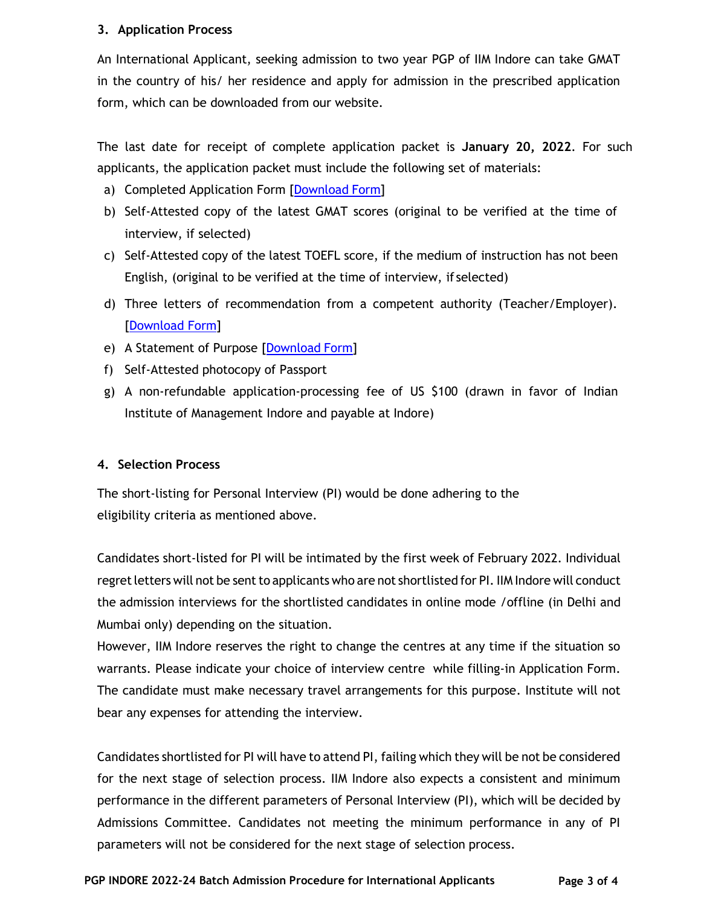### 3. Application Process

An International Applicant, seeking admission to two year PGP of IIM Indore can take GMAT in the country of his/ her residence and apply for admission in the prescribed application form, which can be downloaded from our website.

The last date for receipt of complete application packet is **January 20, 2022**. For such applicants, the application packet must include the following set of materials:

a) Completed Application Form [Download Form]
b) Self-Attested copy of the latest GMAT scores (original to be verified at the time of interview, if selected)
c) Self-Attested copy of the latest TOEFL score, if the medium of instruction has not been English, (original to be verified at the time of interview, if selected)
d) Three letters of recommendation from a competent authority (Teacher/Employer). [Download Form]
e) A Statement of Purpose [Download Form]
f) Self-Attested photocopy of Passport
g) A non-refundable application-processing fee of US $100 (drawn in favor of Indian Institute of Management Indore and payable at Indore)

### 4. Selection Process

The short-listing for Personal Interview (PI) would be done adhering to the eligibility criteria as mentioned above.

Candidates short-listed for PI will be intimated by the first week of February 2022. Individual regret letters will not be sent to applicants who are not shortlisted for PI. IIM Indore will conduct the admission interviews for the shortlisted candidates in online mode /offline (in Delhi and Mumbai only) depending on the situation.
However, IIM Indore reserves the right to change the centres at any time if the situation so warrants. Please indicate your choice of interview centre while filling-in Application Form. The candidate must make necessary travel arrangements for this purpose. Institute will not bear any expenses for attending the interview.

Candidates shortlisted for PI will have to attend PI, failing which they will be not be considered for the next stage of selection process. IIM Indore also expects a consistent and minimum performance in the different parameters of Personal Interview (PI), which will be decided by Admissions Committee. Candidates not meeting the minimum performance in any of PI parameters will not be considered for the next stage of selection process.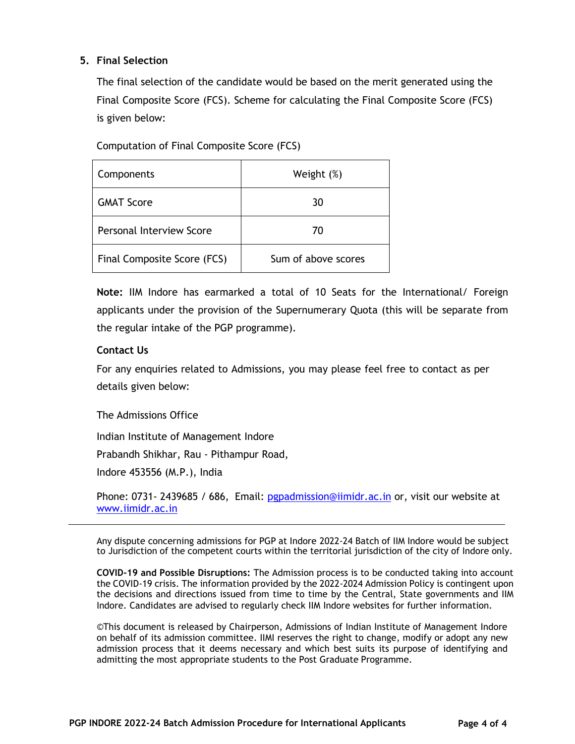## 5. Final Selection

The final selection of the candidate would be based on the merit generated using the Final Composite Score (FCS). Scheme for calculating the Final Composite Score (FCS) is given below:

Computation of Final Composite Score (FCS)

| Components | Weight (%) |
|---|---|
| GMAT Score | 30 |
| Personal Interview Score | 70 |
| Final Composite Score (FCS) | Sum of above scores |

**Note:** IIM Indore has earmarked a total of 10 Seats for the International/ Foreign applicants under the provision of the Supernumerary Quota (this will be separate from the regular intake of the PGP programme).

**Contact Us**

For any enquiries related to Admissions, you may please feel free to contact as per details given below:

The Admissions Office

Indian Institute of Management Indore
Prabandh Shikhar, Rau - Pithampur Road,
Indore 453556 (M.P.), India

Phone: 0731- 2439685 / 686, Email: pgpadmission@iimidr.ac.in or, visit our website at www.iimidr.ac.in

---

Any dispute concerning admissions for PGP at Indore 2022-24 Batch of IIM Indore would be subject to Jurisdiction of the competent courts within the territorial jurisdiction of the city of Indore only.

**COVID-19 and Possible Disruptions:** The Admission process is to be conducted taking into account the COVID-19 crisis. The information provided by the 2022-2024 Admission Policy is contingent upon the decisions and directions issued from time to time by the Central, State governments and IIM Indore. Candidates are advised to regularly check IIM Indore websites for further information.

©This document is released by Chairperson, Admissions of Indian Institute of Management Indore on behalf of its admission committee. IIMI reserves the right to change, modify or adopt any new admission process that it deems necessary and which best suits its purpose of identifying and admitting the most appropriate students to the Post Graduate Programme.